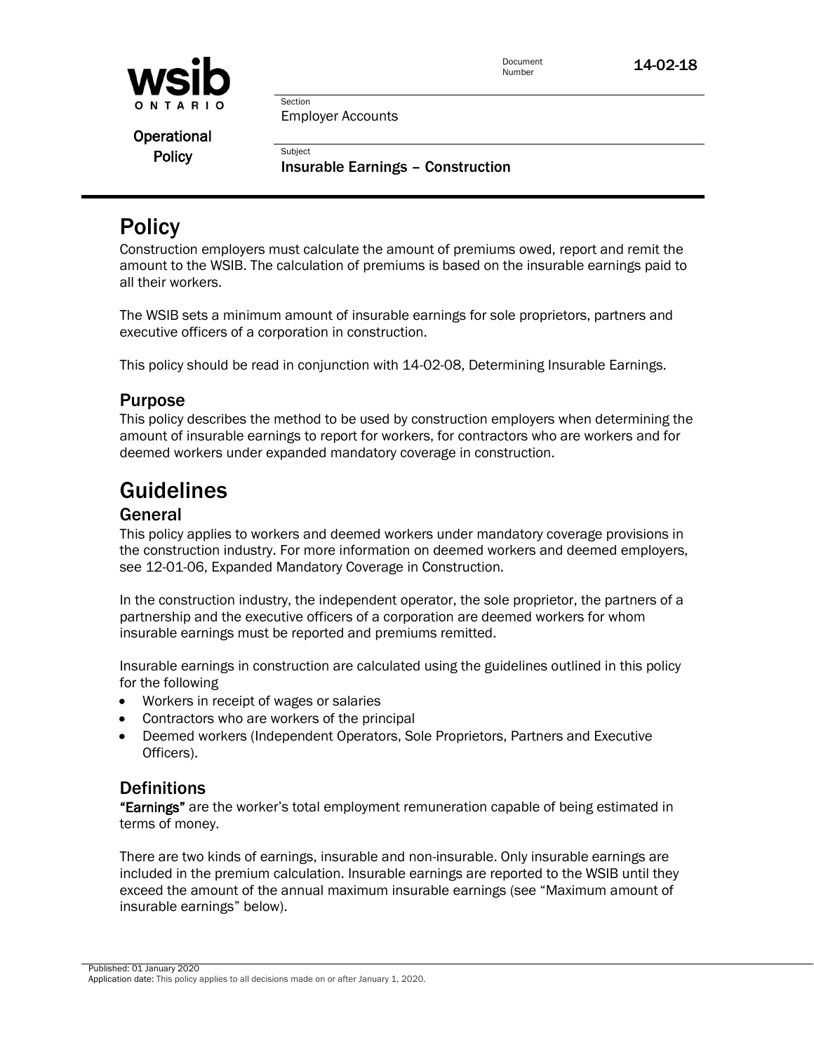Document Number 14-02-18

Operational Policy

Section
Employer Accounts

Subject
**Insurable Earnings – Construction**

# Policy

Construction employers must calculate the amount of premiums owed, report and remit the amount to the WSIB. The calculation of premiums is based on the insurable earnings paid to all their workers.

The WSIB sets a minimum amount of insurable earnings for sole proprietors, partners and executive officers of a corporation in construction.

This policy should be read in conjunction with 14-02-08, Determining Insurable Earnings.

## Purpose

This policy describes the method to be used by construction employers when determining the amount of insurable earnings to report for workers, for contractors who are workers and for deemed workers under expanded mandatory coverage in construction.

# Guidelines

## General

This policy applies to workers and deemed workers under mandatory coverage provisions in the construction industry. For more information on deemed workers and deemed employers, see 12-01-06, Expanded Mandatory Coverage in Construction.

In the construction industry, the independent operator, the sole proprietor, the partners of a partnership and the executive officers of a corporation are deemed workers for whom insurable earnings must be reported and premiums remitted.

Insurable earnings in construction are calculated using the guidelines outlined in this policy for the following

- Workers in receipt of wages or salaries
- Contractors who are workers of the principal
- Deemed workers (Independent Operators, Sole Proprietors, Partners and Executive Officers).

## Definitions

**"Earnings"** are the worker's total employment remuneration capable of being estimated in terms of money.

There are two kinds of earnings, insurable and non-insurable. Only insurable earnings are included in the premium calculation. Insurable earnings are reported to the WSIB until they exceed the amount of the annual maximum insurable earnings (see "Maximum amount of insurable earnings" below).

Published: 01 January 2020
Application date: This policy applies to all decisions made on or after January 1, 2020.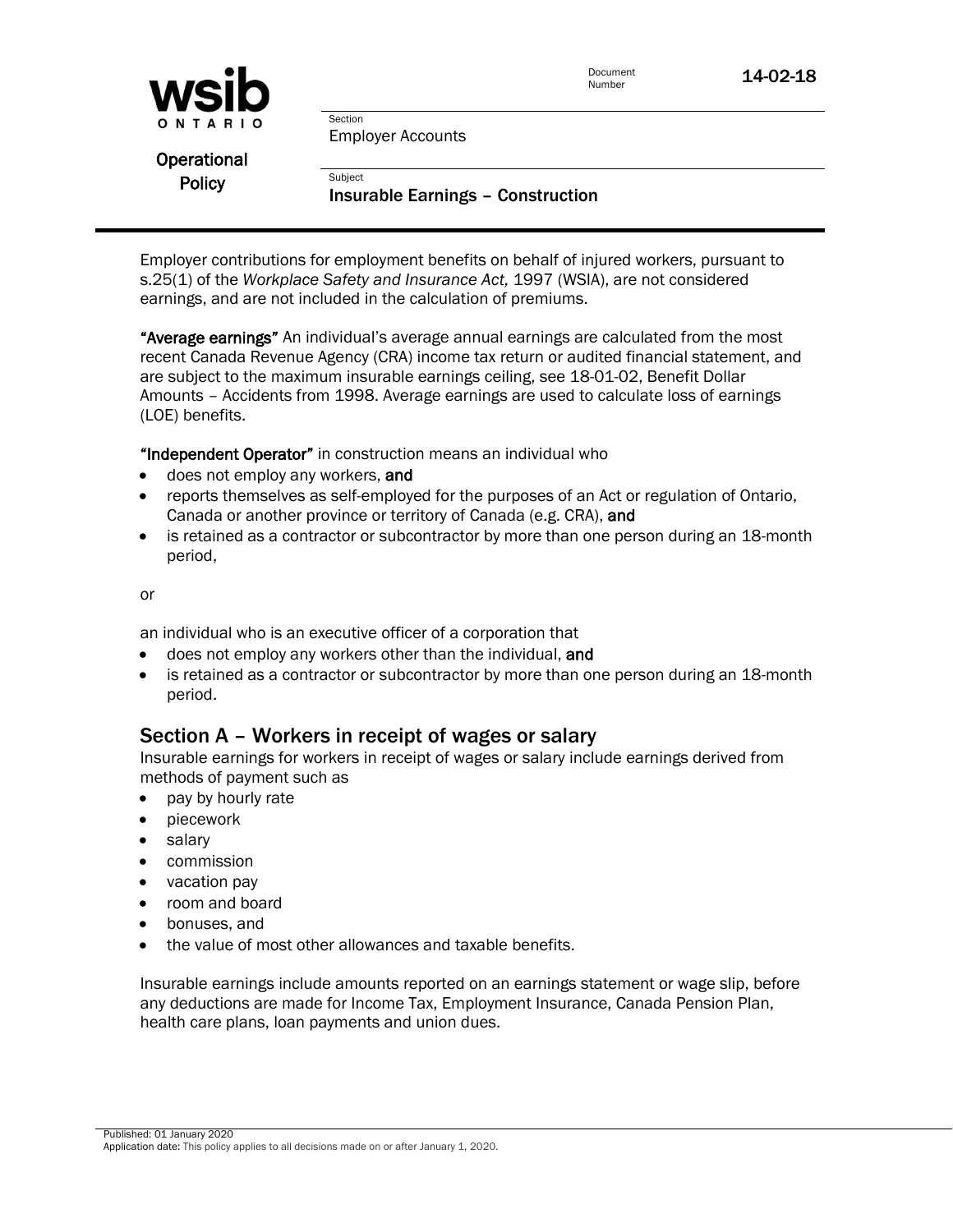Employer contributions for employment benefits on behalf of injured workers, pursuant to s.25(1) of the *Workplace Safety and Insurance Act,* 1997 (WSIA), are not considered earnings, and are not included in the calculation of premiums.

**"Average earnings"** An individual's average annual earnings are calculated from the most recent Canada Revenue Agency (CRA) income tax return or audited financial statement, and are subject to the maximum insurable earnings ceiling, see 18-01-02, Benefit Dollar Amounts – Accidents from 1998. Average earnings are used to calculate loss of earnings (LOE) benefits.

**"Independent Operator"** in construction means an individual who

- does not employ any workers, **and**
- reports themselves as self-employed for the purposes of an Act or regulation of Ontario, Canada or another province or territory of Canada (e.g. CRA), **and**
- is retained as a contractor or subcontractor by more than one person during an 18-month period,

or

an individual who is an executive officer of a corporation that

- does not employ any workers other than the individual, **and**
- is retained as a contractor or subcontractor by more than one person during an 18-month period.

## Section A – Workers in receipt of wages or salary

Insurable earnings for workers in receipt of wages or salary include earnings derived from methods of payment such as

- pay by hourly rate
- piecework
- salary
- commission
- vacation pay
- room and board
- bonuses, and
- the value of most other allowances and taxable benefits.

Insurable earnings include amounts reported on an earnings statement or wage slip, before any deductions are made for Income Tax, Employment Insurance, Canada Pension Plan, health care plans, loan payments and union dues.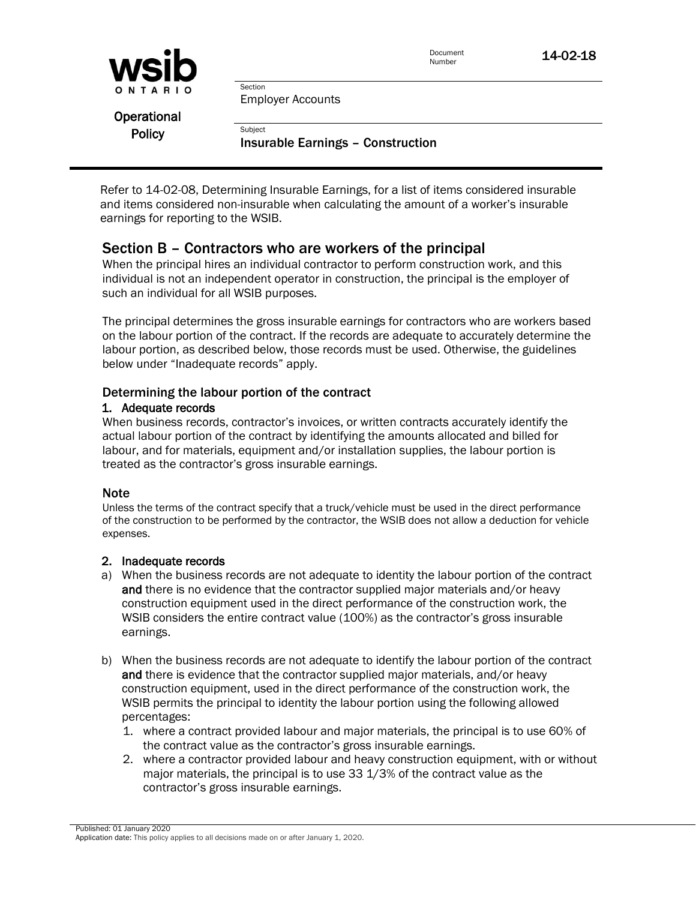Refer to 14-02-08, Determining Insurable Earnings, for a list of items considered insurable and items considered non-insurable when calculating the amount of a worker's insurable earnings for reporting to the WSIB.

## Section B – Contractors who are workers of the principal

When the principal hires an individual contractor to perform construction work, and this individual is not an independent operator in construction, the principal is the employer of such an individual for all WSIB purposes.

The principal determines the gross insurable earnings for contractors who are workers based on the labour portion of the contract. If the records are adequate to accurately determine the labour portion, as described below, those records must be used. Otherwise, the guidelines below under "Inadequate records" apply.

### Determining the labour portion of the contract

#### 1. Adequate records

When business records, contractor's invoices, or written contracts accurately identify the actual labour portion of the contract by identifying the amounts allocated and billed for labour, and for materials, equipment and/or installation supplies, the labour portion is treated as the contractor's gross insurable earnings.

#### Note

Unless the terms of the contract specify that a truck/vehicle must be used in the direct performance of the construction to be performed by the contractor, the WSIB does not allow a deduction for vehicle expenses.

#### 2. Inadequate records

a) When the business records are not adequate to identity the labour portion of the contract **and** there is no evidence that the contractor supplied major materials and/or heavy construction equipment used in the direct performance of the construction work, the WSIB considers the entire contract value (100%) as the contractor's gross insurable earnings.

b) When the business records are not adequate to identify the labour portion of the contract **and** there is evidence that the contractor supplied major materials, and/or heavy construction equipment, used in the direct performance of the construction work, the WSIB permits the principal to identity the labour portion using the following allowed percentages:

   1. where a contract provided labour and major materials, the principal is to use 60% of the contract value as the contractor's gross insurable earnings.
   2. where a contractor provided labour and heavy construction equipment, with or without major materials, the principal is to use 33 1/3% of the contract value as the contractor's gross insurable earnings.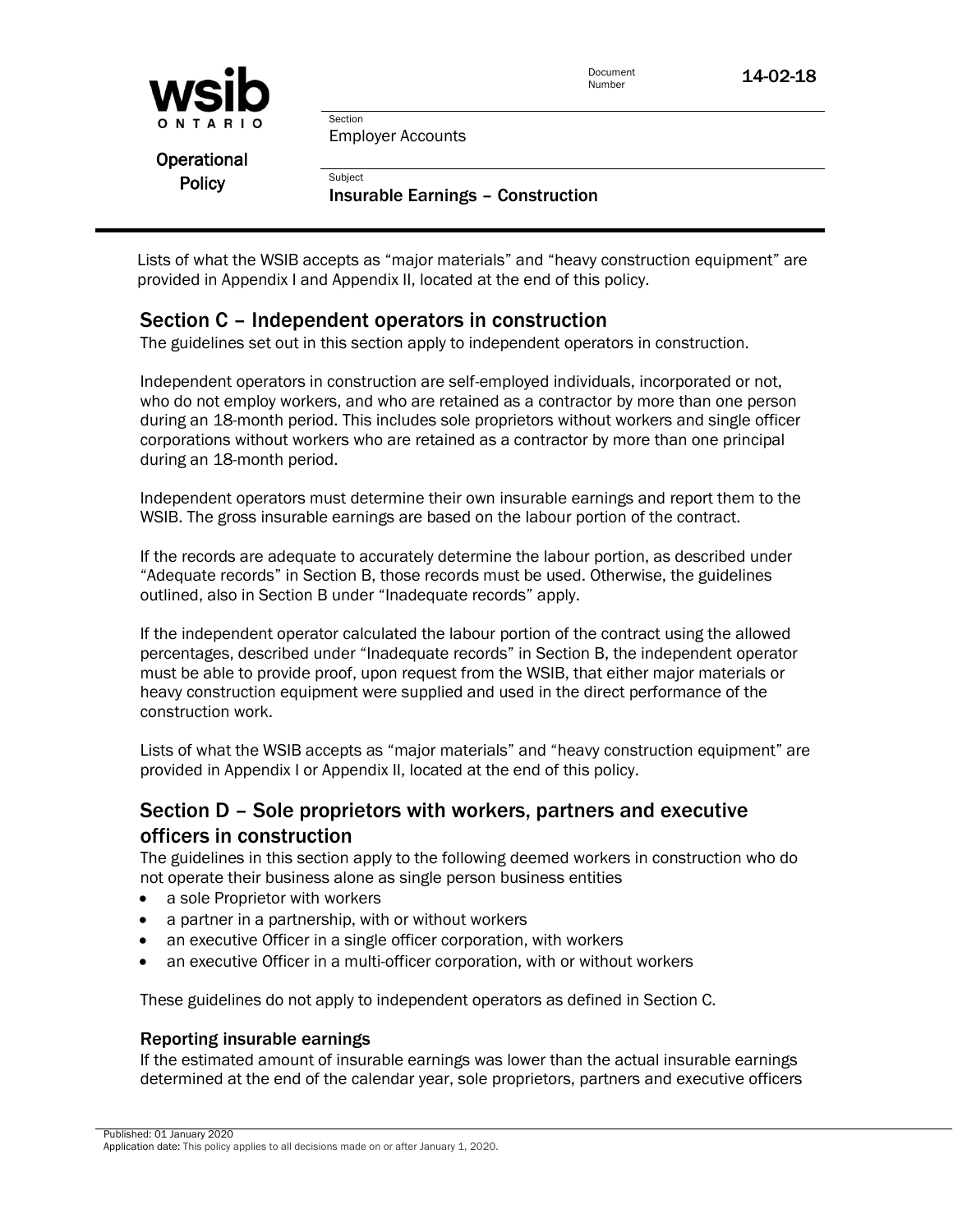Lists of what the WSIB accepts as "major materials" and "heavy construction equipment" are provided in Appendix I and Appendix II, located at the end of this policy.

## Section C – Independent operators in construction

The guidelines set out in this section apply to independent operators in construction.

Independent operators in construction are self-employed individuals, incorporated or not, who do not employ workers, and who are retained as a contractor by more than one person during an 18-month period. This includes sole proprietors without workers and single officer corporations without workers who are retained as a contractor by more than one principal during an 18-month period.

Independent operators must determine their own insurable earnings and report them to the WSIB. The gross insurable earnings are based on the labour portion of the contract.

If the records are adequate to accurately determine the labour portion, as described under "Adequate records" in Section B, those records must be used. Otherwise, the guidelines outlined, also in Section B under "Inadequate records" apply.

If the independent operator calculated the labour portion of the contract using the allowed percentages, described under "Inadequate records" in Section B, the independent operator must be able to provide proof, upon request from the WSIB, that either major materials or heavy construction equipment were supplied and used in the direct performance of the construction work.

Lists of what the WSIB accepts as "major materials" and "heavy construction equipment" are provided in Appendix I or Appendix II, located at the end of this policy.

## Section D – Sole proprietors with workers, partners and executive officers in construction

The guidelines in this section apply to the following deemed workers in construction who do not operate their business alone as single person business entities

- a sole Proprietor with workers
- a partner in a partnership, with or without workers
- an executive Officer in a single officer corporation, with workers
- an executive Officer in a multi-officer corporation, with or without workers

These guidelines do not apply to independent operators as defined in Section C.

### Reporting insurable earnings

If the estimated amount of insurable earnings was lower than the actual insurable earnings determined at the end of the calendar year, sole proprietors, partners and executive officers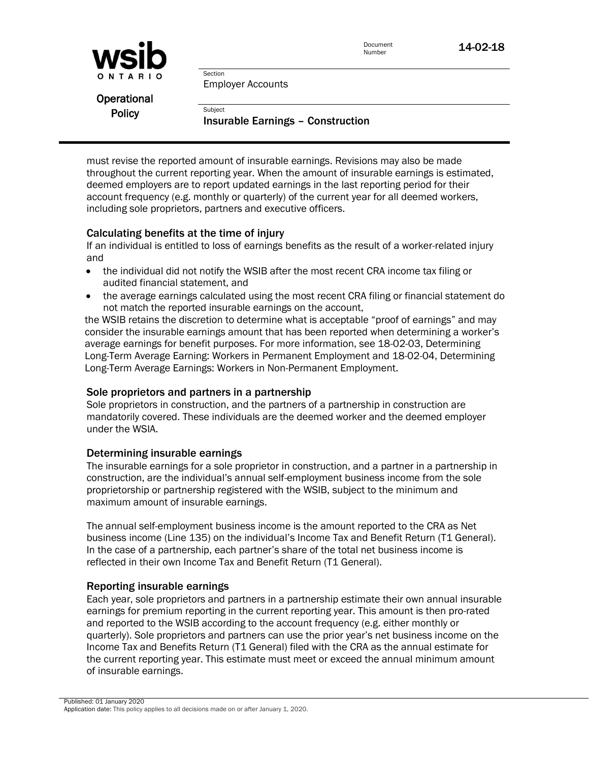must revise the reported amount of insurable earnings. Revisions may also be made throughout the current reporting year. When the amount of insurable earnings is estimated, deemed employers are to report updated earnings in the last reporting period for their account frequency (e.g. monthly or quarterly) of the current year for all deemed workers, including sole proprietors, partners and executive officers.

### Calculating benefits at the time of injury

If an individual is entitled to loss of earnings benefits as the result of a worker-related injury and

- the individual did not notify the WSIB after the most recent CRA income tax filing or audited financial statement, and
- the average earnings calculated using the most recent CRA filing or financial statement do not match the reported insurable earnings on the account,

the WSIB retains the discretion to determine what is acceptable "proof of earnings" and may consider the insurable earnings amount that has been reported when determining a worker's average earnings for benefit purposes. For more information, see 18-02-03, Determining Long-Term Average Earning: Workers in Permanent Employment and 18-02-04, Determining Long-Term Average Earnings: Workers in Non-Permanent Employment.

### Sole proprietors and partners in a partnership

Sole proprietors in construction, and the partners of a partnership in construction are mandatorily covered. These individuals are the deemed worker and the deemed employer under the WSIA.

### Determining insurable earnings

The insurable earnings for a sole proprietor in construction, and a partner in a partnership in construction, are the individual's annual self-employment business income from the sole proprietorship or partnership registered with the WSIB, subject to the minimum and maximum amount of insurable earnings.

The annual self-employment business income is the amount reported to the CRA as Net business income (Line 135) on the individual's Income Tax and Benefit Return (T1 General). In the case of a partnership, each partner's share of the total net business income is reflected in their own Income Tax and Benefit Return (T1 General).

### Reporting insurable earnings

Each year, sole proprietors and partners in a partnership estimate their own annual insurable earnings for premium reporting in the current reporting year. This amount is then pro-rated and reported to the WSIB according to the account frequency (e.g. either monthly or quarterly). Sole proprietors and partners can use the prior year's net business income on the Income Tax and Benefits Return (T1 General) filed with the CRA as the annual estimate for the current reporting year. This estimate must meet or exceed the annual minimum amount of insurable earnings.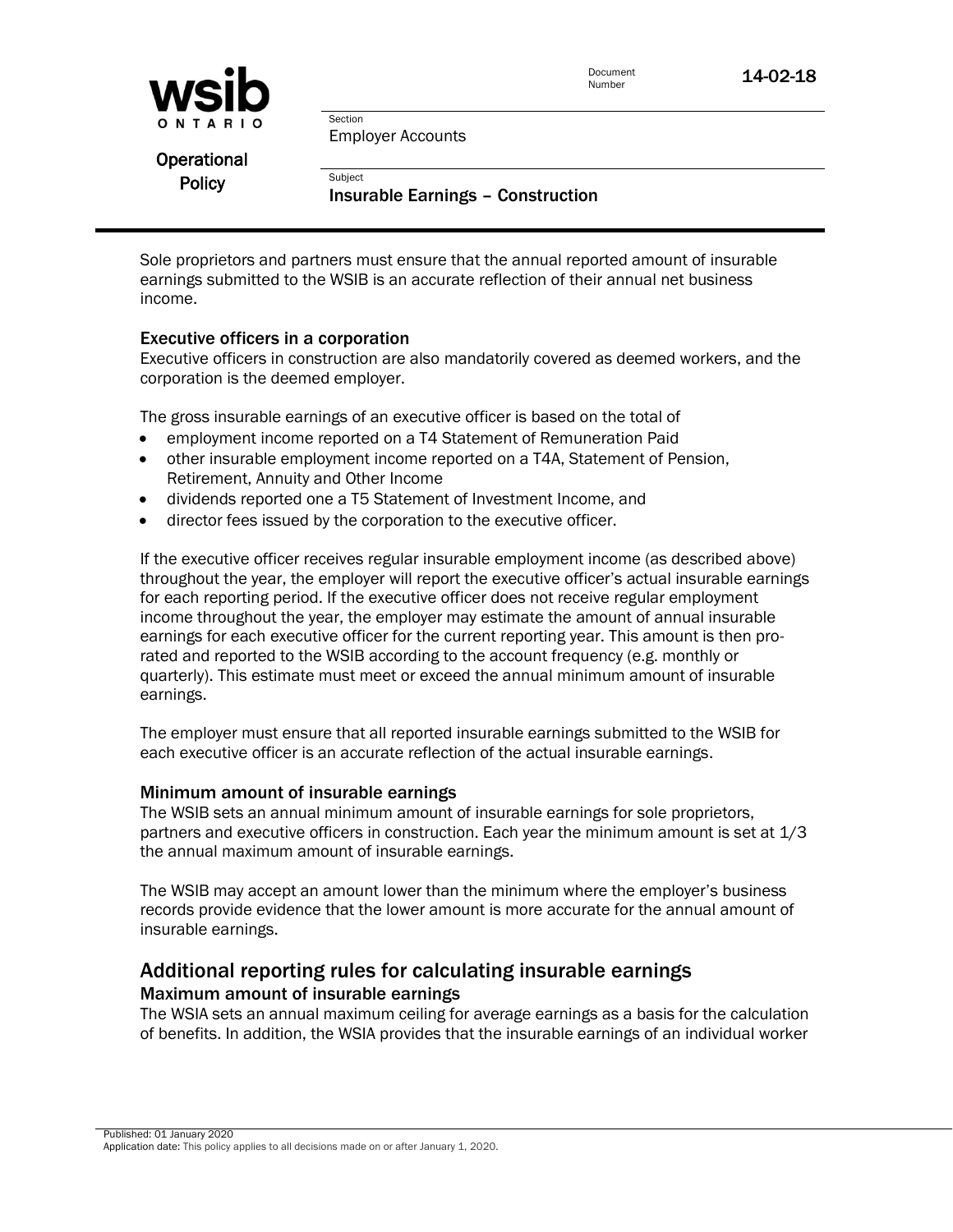Sole proprietors and partners must ensure that the annual reported amount of insurable earnings submitted to the WSIB is an accurate reflection of their annual net business income.

### Executive officers in a corporation

Executive officers in construction are also mandatorily covered as deemed workers, and the corporation is the deemed employer.

The gross insurable earnings of an executive officer is based on the total of

- employment income reported on a T4 Statement of Remuneration Paid
- other insurable employment income reported on a T4A, Statement of Pension, Retirement, Annuity and Other Income
- dividends reported one a T5 Statement of Investment Income, and
- director fees issued by the corporation to the executive officer.

If the executive officer receives regular insurable employment income (as described above) throughout the year, the employer will report the executive officer's actual insurable earnings for each reporting period. If the executive officer does not receive regular employment income throughout the year, the employer may estimate the amount of annual insurable earnings for each executive officer for the current reporting year. This amount is then pro-rated and reported to the WSIB according to the account frequency (e.g. monthly or quarterly). This estimate must meet or exceed the annual minimum amount of insurable earnings.

The employer must ensure that all reported insurable earnings submitted to the WSIB for each executive officer is an accurate reflection of the actual insurable earnings.

### Minimum amount of insurable earnings

The WSIB sets an annual minimum amount of insurable earnings for sole proprietors, partners and executive officers in construction. Each year the minimum amount is set at 1/3 the annual maximum amount of insurable earnings.

The WSIB may accept an amount lower than the minimum where the employer's business records provide evidence that the lower amount is more accurate for the annual amount of insurable earnings.

## Additional reporting rules for calculating insurable earnings

### Maximum amount of insurable earnings

The WSIA sets an annual maximum ceiling for average earnings as a basis for the calculation of benefits. In addition, the WSIA provides that the insurable earnings of an individual worker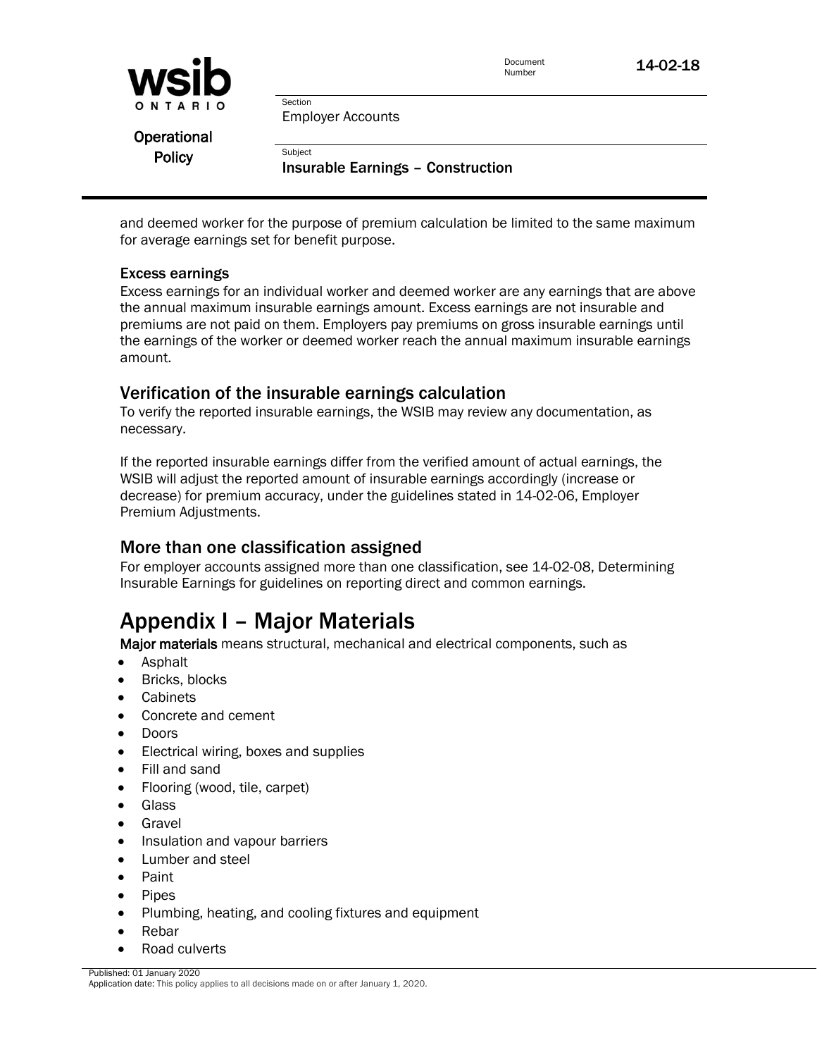and deemed worker for the purpose of premium calculation be limited to the same maximum for average earnings set for benefit purpose.

### Excess earnings

Excess earnings for an individual worker and deemed worker are any earnings that are above the annual maximum insurable earnings amount. Excess earnings are not insurable and premiums are not paid on them. Employers pay premiums on gross insurable earnings until the earnings of the worker or deemed worker reach the annual maximum insurable earnings amount.

## Verification of the insurable earnings calculation

To verify the reported insurable earnings, the WSIB may review any documentation, as necessary.

If the reported insurable earnings differ from the verified amount of actual earnings, the WSIB will adjust the reported amount of insurable earnings accordingly (increase or decrease) for premium accuracy, under the guidelines stated in 14-02-06, Employer Premium Adjustments.

## More than one classification assigned

For employer accounts assigned more than one classification, see 14-02-08, Determining Insurable Earnings for guidelines on reporting direct and common earnings.

# Appendix I – Major Materials

**Major materials** means structural, mechanical and electrical components, such as

- Asphalt
- Bricks, blocks
- Cabinets
- Concrete and cement
- Doors
- Electrical wiring, boxes and supplies
- Fill and sand
- Flooring (wood, tile, carpet)
- Glass
- Gravel
- Insulation and vapour barriers
- Lumber and steel
- Paint
- Pipes
- Plumbing, heating, and cooling fixtures and equipment
- Rebar
- Road culverts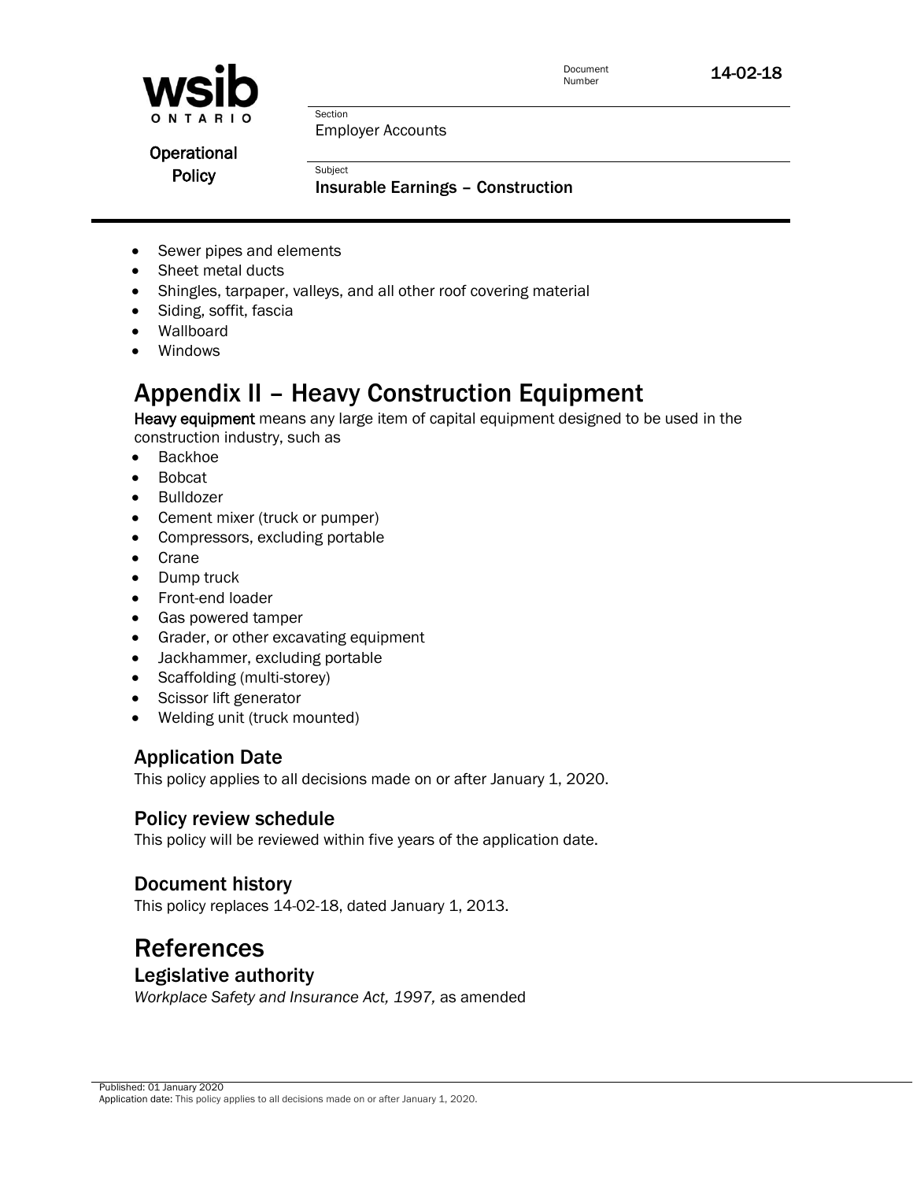- Sewer pipes and elements
- Sheet metal ducts
- Shingles, tarpaper, valleys, and all other roof covering material
- Siding, soffit, fascia
- Wallboard
- Windows

# Appendix II – Heavy Construction Equipment

**Heavy equipment** means any large item of capital equipment designed to be used in the construction industry, such as

- Backhoe
- Bobcat
- Bulldozer
- Cement mixer (truck or pumper)
- Compressors, excluding portable
- Crane
- Dump truck
- Front-end loader
- Gas powered tamper
- Grader, or other excavating equipment
- Jackhammer, excluding portable
- Scaffolding (multi-storey)
- Scissor lift generator
- Welding unit (truck mounted)

## Application Date

This policy applies to all decisions made on or after January 1, 2020.

## Policy review schedule

This policy will be reviewed within five years of the application date.

## Document history

This policy replaces 14-02-18, dated January 1, 2013.

# References

## Legislative authority

*Workplace Safety and Insurance Act, 1997,* as amended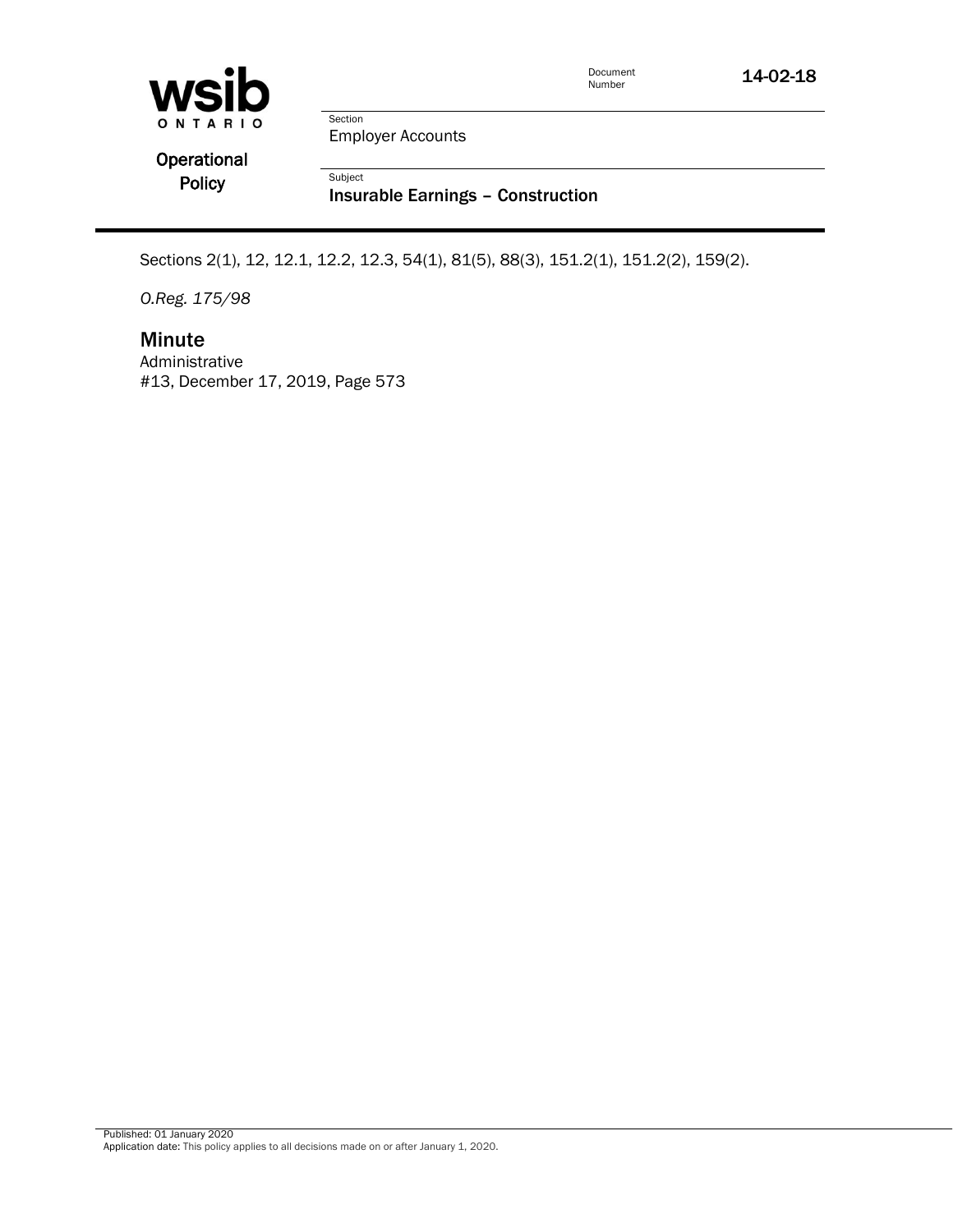Sections 2(1), 12, 12.1, 12.2, 12.3, 54(1), 81(5), 88(3), 151.2(1), 151.2(2), 159(2).

*O.Reg. 175/98*

## Minute

Administrative
#13, December 17, 2019, Page 573